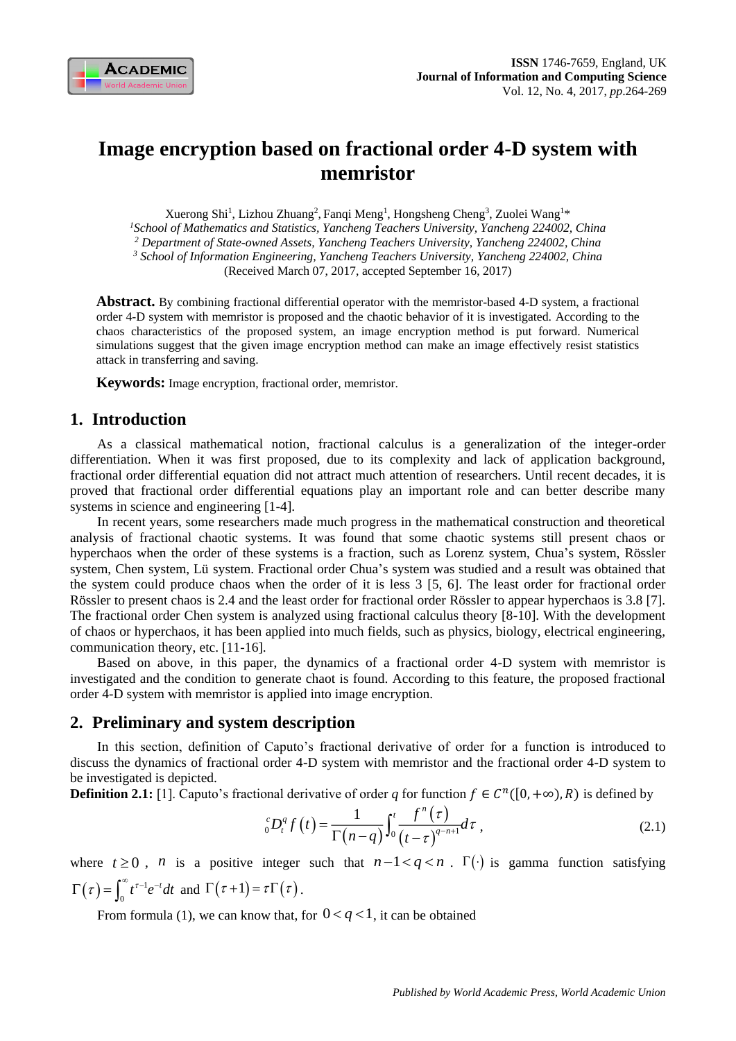# Image encryption based on fractional order 4-D system with memristor

Xuerong Shi[1], Lizhou Zhuang[2], Fanqi Meng[1], Hongsheng Cheng[3], Zuolei Wang[1]*

[1] *School of Mathematics and Statistics, Yancheng Teachers University, Yancheng 224002, China*
[2] *Department of State-owned Assets, Yancheng Teachers University, Yancheng 224002, China*
[3] *School of Information Engineering, Yancheng Teachers University, Yancheng 224002, China*

(Received March 07, 2017, accepted September 16, 2017)

**Abstract.** By combining fractional differential operator with the memristor-based 4-D system, a fractional order 4-D system with memristor is proposed and the chaotic behavior of it is investigated. According to the chaos characteristics of the proposed system, an image encryption method is put forward. Numerical simulations suggest that the given image encryption method can make an image effectively resist statistics attack in transferring and saving.

**Keywords:** Image encryption, fractional order, memristor.

## 1. Introduction

As a classical mathematical notion, fractional calculus is a generalization of the integer-order differentiation. When it was first proposed, due to its complexity and lack of application background, fractional order differential equation did not attract much attention of researchers. Until recent decades, it is proved that fractional order differential equations play an important role and can better describe many systems in science and engineering [1-4].

In recent years, some researchers made much progress in the mathematical construction and theoretical analysis of fractional chaotic systems. It was found that some chaotic systems still present chaos or hyperchaos when the order of these systems is a fraction, such as Lorenz system, Chua's system, Rössler system, Chen system, Lü system. Fractional order Chua's system was studied and a result was obtained that the system could produce chaos when the order of it is less 3 [5, 6]. The least order for fractional order Rössler to present chaos is 2.4 and the least order for fractional order Rössler to appear hyperchaos is 3.8 [7]. The fractional order Chen system is analyzed using fractional calculus theory [8-10]. With the development of chaos or hyperchaos, it has been applied into much fields, such as physics, biology, electrical engineering, communication theory, etc. [11-16].

Based on above, in this paper, the dynamics of a fractional order 4-D system with memristor is investigated and the condition to generate chaot is found. According to this feature, the proposed fractional order 4-D system with memristor is applied into image encryption.

## 2. Preliminary and system description

In this section, definition of Caputo's fractional derivative of order for a function is introduced to discuss the dynamics of fractional order 4-D system with memristor and the fractional order 4-D system to be investigated is depicted.

**Definition 2.1:** [1]. Caputo's fractional derivative of order $q$ for function $f \in C^n([0,+\infty), R)$ is defined by

$$
{}_0^cD_t^q f(t) = \frac{1}{\Gamma(n-q)} \int_0^t \frac{f^n(\tau)}{(t-\tau)^{q-n+1}} d\tau , \tag{2.1}
$$

where $t \geq 0$ , $n$ is a positive integer such that $n-1<q<n$ . $\Gamma(\cdot)$ is gamma function satisfying $\Gamma(\tau)=\int_0^\infty t^{\tau-1}e^{-t}dt$ and $\Gamma(\tau+1)=\tau\Gamma(\tau)$.

From formula (1), we can know that, for $0<q<1$, it can be obtained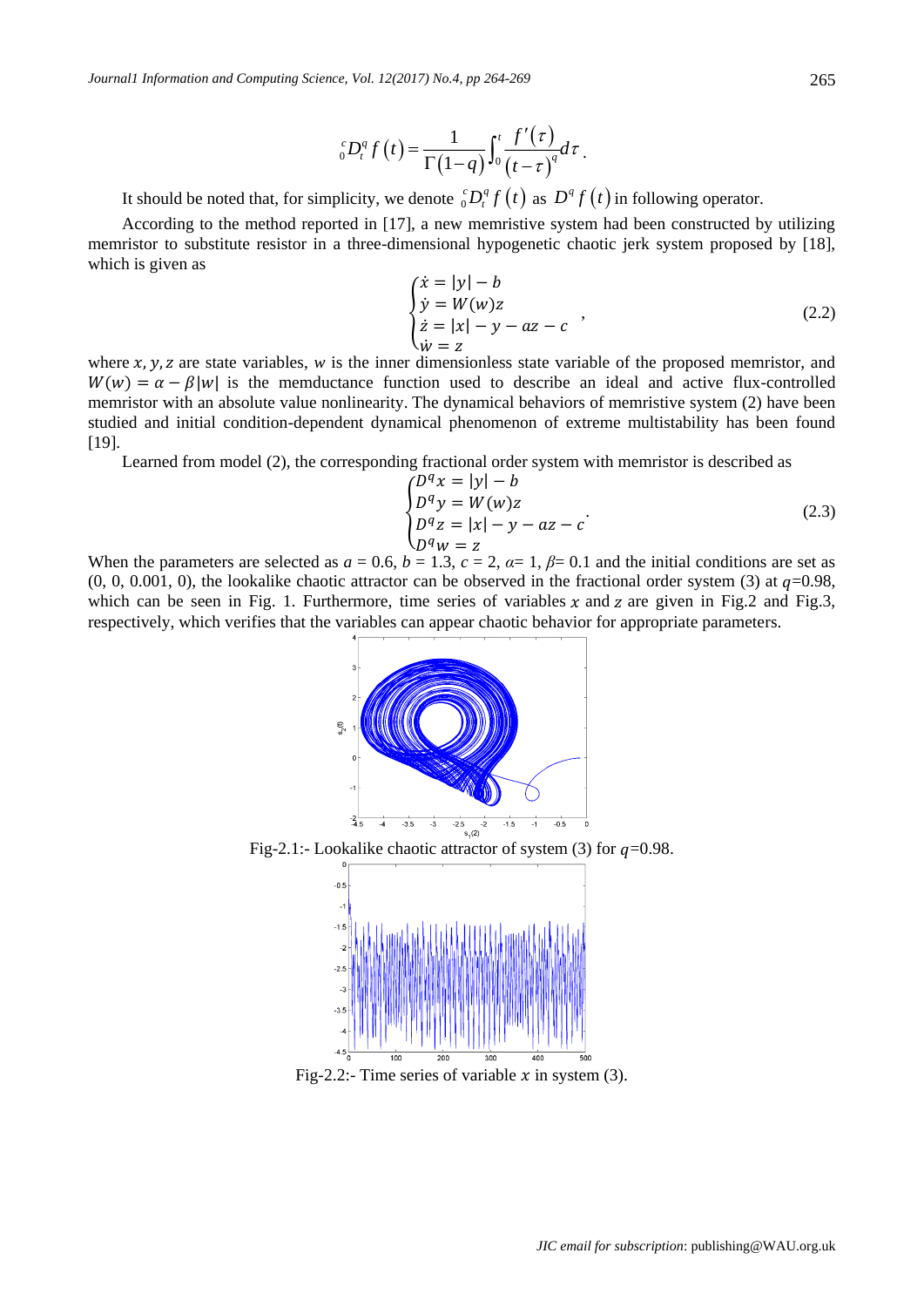$$
{}_0^cD_t^q f(t) = \frac{1}{\Gamma(1-q)} \int_0^t \frac{f'(\tau)}{(t-\tau)^q} d\tau .
$$

It should be noted that, for simplicity, we denote ${}_0^cD_t^q f(t)$ as $D^q f(t)$ in following operator.

According to the method reported in [17], a new memristive system had been constructed by utilizing memristor to substitute resistor in a three-dimensional hypogenetic chaotic jerk system proposed by [18], which is given as

$$
\begin{cases}
\dot{x} = |y| - b \\
\dot{y} = W(w)z \\
\dot{z} = |x| - y - az - c \\
\dot{w} = z
\end{cases}, \tag{2.2}
$$

where $x, y, z$ are state variables, $w$ is the inner dimensionless state variable of the proposed memristor, and $W(w) = \alpha - \beta|w|$ is the memductance function used to describe an ideal and active flux-controlled memristor with an absolute value nonlinearity. The dynamical behaviors of memristive system (2) have been studied and initial condition-dependent dynamical phenomenon of extreme multistability has been found [19].

Learned from model (2), the corresponding fractional order system with memristor is described as

$$
\begin{cases}
D^q x = |y| - b \\
D^q y = W(w)z \\
D^q z = |x| - y - az - c \\
D^q w = z
\end{cases}. \tag{2.3}
$$

When the parameters are selected as $a = 0.6$, $b = 1.3$, $c = 2$, $\alpha = 1$, $\beta = 0.1$ and the initial conditions are set as (0, 0, 0.001, 0), the lookalike chaotic attractor can be observed in the fractional order system (3) at $q$=0.98, which can be seen in Fig. 1. Furthermore, time series of variables $x$ and $z$ are given in Fig.2 and Fig.3, respectively, which verifies that the variables can appear chaotic behavior for appropriate parameters.

Fig-2.1:- Lookalike chaotic attractor of system (3) for $q$=0.98.

Fig-2.2:- Time series of variable $x$ in system (3).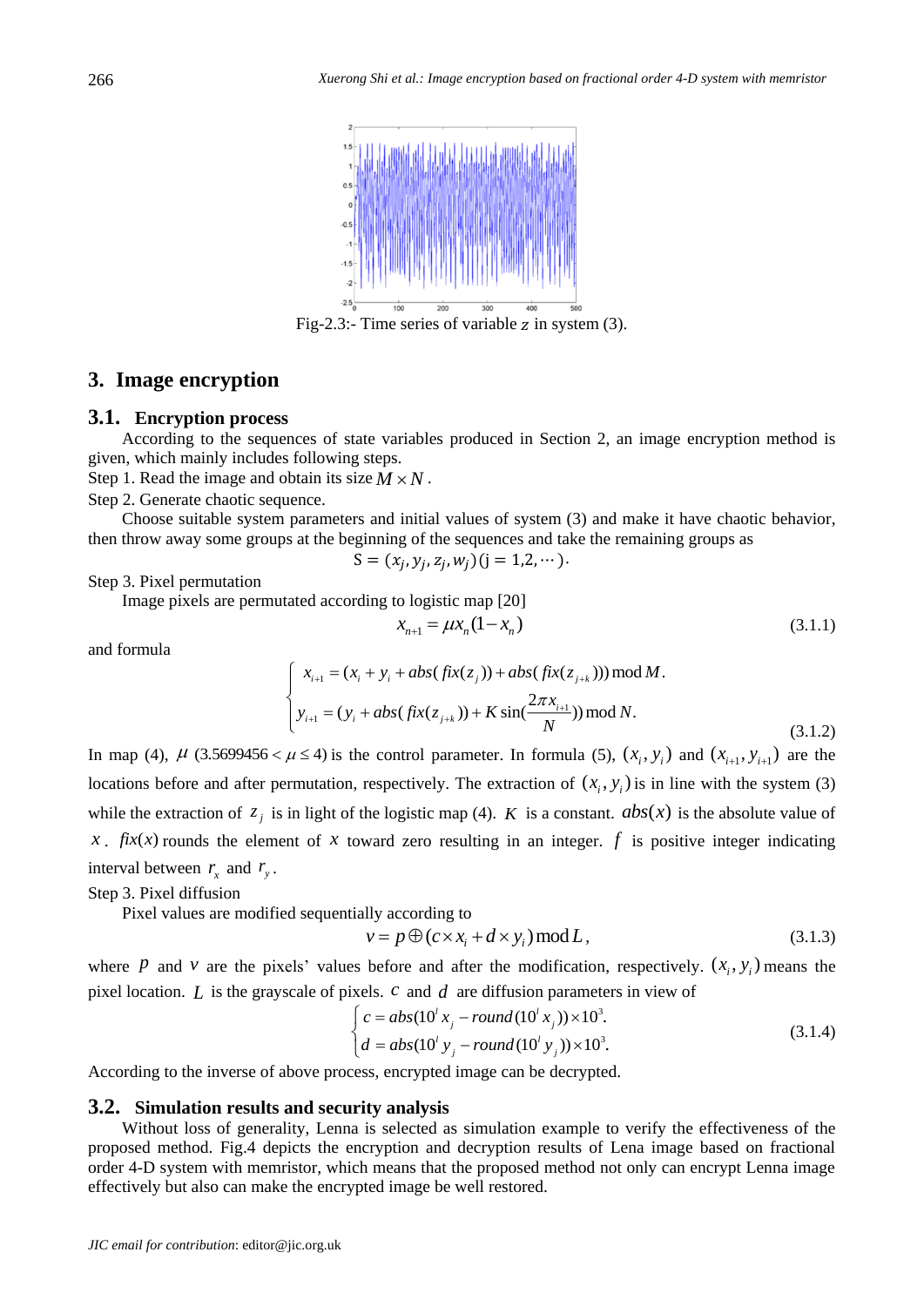Fig-2.3:- Time series of variable $z$ in system (3).

## 3. Image encryption

### 3.1. Encryption process

According to the sequences of state variables produced in Section 2, an image encryption method is given, which mainly includes following steps.

Step 1. Read the image and obtain its size $M \times N$.

Step 2. Generate chaotic sequence.

Choose suitable system parameters and initial values of system (3) and make it have chaotic behavior, then throw away some groups at the beginning of the sequences and take the remaining groups as

$$S = (x_j, y_j, z_j, w_j)\,(j = 1,2,\cdots).$$

Step 3. Pixel permutation

Image pixels are permutated according to logistic map [20]

$$x_{n+1} = \mu x_n(1 - x_n) \tag{3.1.1}$$

and formula

$$\begin{cases} x_{i+1} = (x_i + y_i + abs(fix(z_j)) + abs(fix(z_{j+k}))) \bmod M. \\ y_{i+1} = (y_i + abs(fix(z_{j+k})) + K\sin(\frac{2\pi x_{i+1}}{N})) \bmod N. \end{cases} \tag{3.1.2}$$

In map (4), $\mu$ $(3.5699456 < \mu \leq 4)$ is the control parameter. In formula (5), $(x_i, y_i)$ and $(x_{i+1}, y_{i+1})$ are the locations before and after permutation, respectively. The extraction of $(x_i, y_i)$ is in line with the system (3) while the extraction of $z_j$ is in light of the logistic map (4). $K$ is a constant. $abs(x)$ is the absolute value of $x$. $fix(x)$ rounds the element of $x$ toward zero resulting in an integer. $f$ is positive integer indicating interval between $r_x$ and $r_y$.

Step 3. Pixel diffusion

Pixel values are modified sequentially according to

$$v = p \oplus (c \times x_i + d \times y_i) \bmod L, \tag{3.1.3}$$

where $p$ and $v$ are the pixels' values before and after the modification, respectively. $(x_i, y_i)$ means the pixel location. $L$ is the grayscale of pixels. $c$ and $d$ are diffusion parameters in view of

$$\begin{cases} c = abs(10^l x_j - round(10^l x_j)) \times 10^3. \\ d = abs(10^l y_j - round(10^l y_j)) \times 10^3. \end{cases} \tag{3.1.4}$$

According to the inverse of above process, encrypted image can be decrypted.

### 3.2. Simulation results and security analysis

Without loss of generality, Lenna is selected as simulation example to verify the effectiveness of the proposed method. Fig.4 depicts the encryption and decryption results of Lena image based on fractional order 4-D system with memristor, which means that the proposed method not only can encrypt Lenna image effectively but also can make the encrypted image be well restored.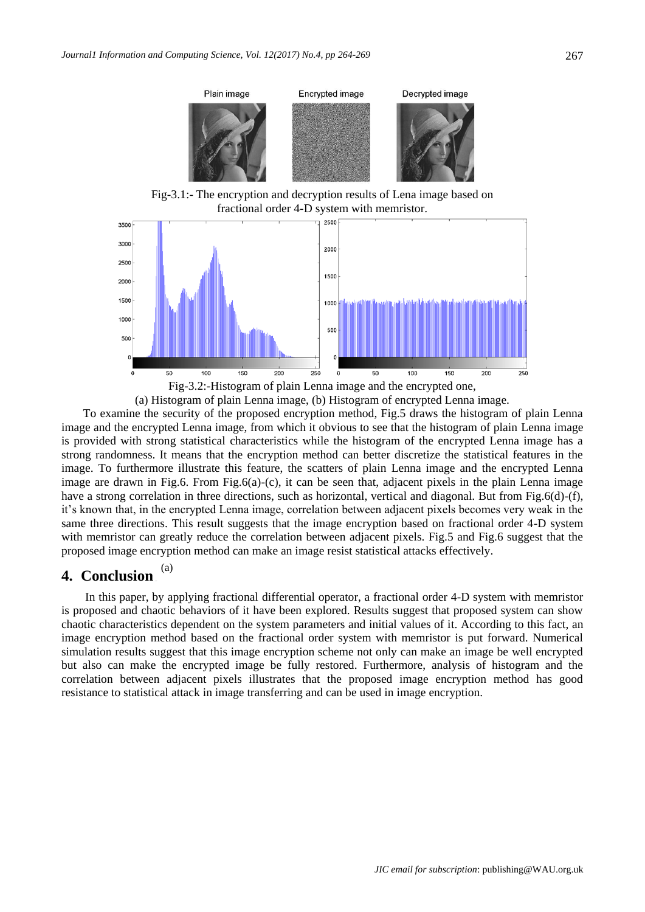Fig-3.1:- The encryption and decryption results of Lena image based on fractional order 4-D system with memristor.

Fig-3.2:-Histogram of plain Lenna image and the encrypted one,
(a) Histogram of plain Lenna image, (b) Histogram of encrypted Lenna image.

To examine the security of the proposed encryption method, Fig.5 draws the histogram of plain Lenna image and the encrypted Lenna image, from which it obvious to see that the histogram of plain Lenna image is provided with strong statistical characteristics while the histogram of the encrypted Lenna image has a strong randomness. It means that the encryption method can better discretize the statistical features in the image. To furthermore illustrate this feature, the scatters of plain Lenna image and the encrypted Lenna image are drawn in Fig.6. From Fig.6(a)-(c), it can be seen that, adjacent pixels in the plain Lenna image have a strong correlation in three directions, such as horizontal, vertical and diagonal. But from Fig.6(d)-(f), it's known that, in the encrypted Lenna image, correlation between adjacent pixels becomes very weak in the same three directions. This result suggests that the image encryption based on fractional order 4-D system with memristor can greatly reduce the correlation between adjacent pixels. Fig.5 and Fig.6 suggest that the proposed image encryption method can make an image resist statistical attacks effectively.

## 4. Conclusion

In this paper, by applying fractional differential operator, a fractional order 4-D system with memristor is proposed and chaotic behaviors of it have been explored. Results suggest that proposed system can show chaotic characteristics dependent on the system parameters and initial values of it. According to this fact, an image encryption method based on the fractional order system with memristor is put forward. Numerical simulation results suggest that this image encryption scheme not only can make an image be well encrypted but also can make the encrypted image be fully restored. Furthermore, analysis of histogram and the correlation between adjacent pixels illustrates that the proposed image encryption method has good resistance to statistical attack in image transferring and can be used in image encryption.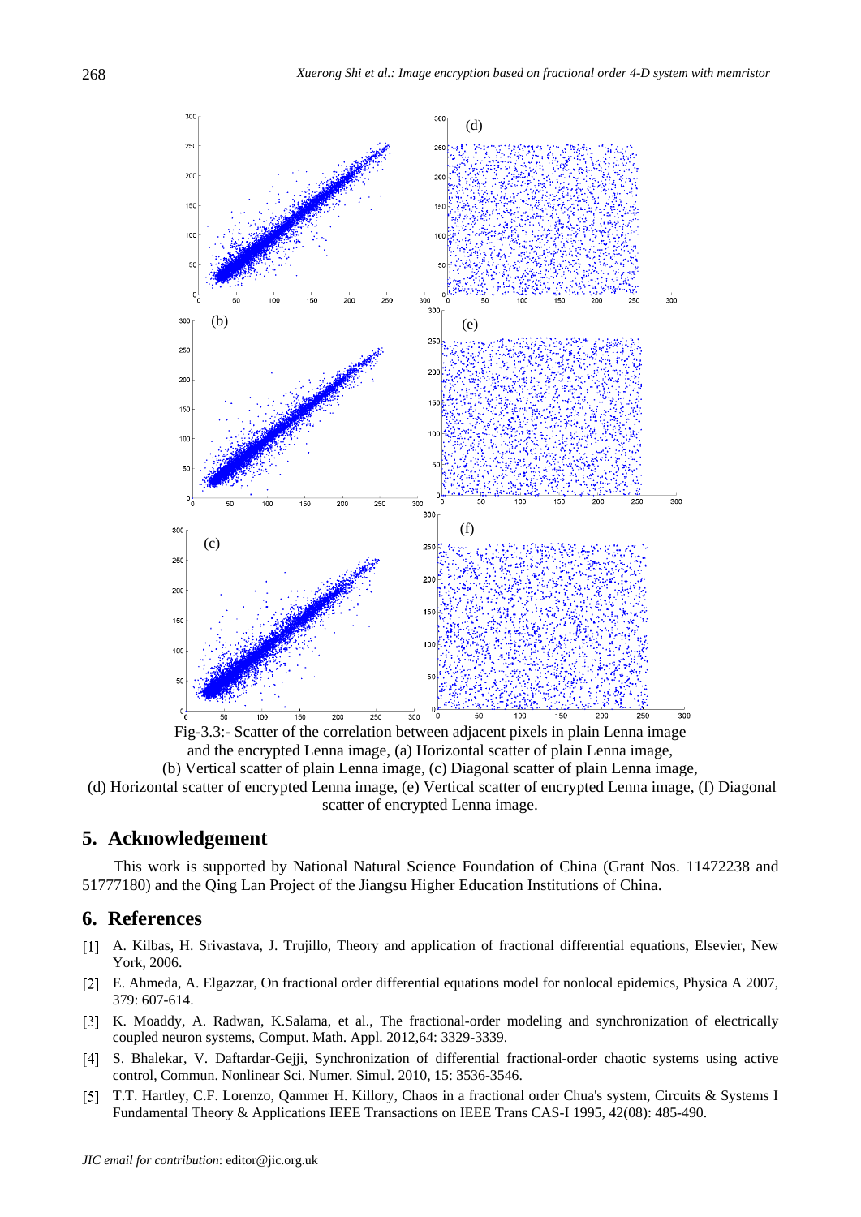Fig-3.3:- Scatter of the correlation between adjacent pixels in plain Lenna image and the encrypted Lenna image, (a) Horizontal scatter of plain Lenna image, (b) Vertical scatter of plain Lenna image, (c) Diagonal scatter of plain Lenna image, (d) Horizontal scatter of encrypted Lenna image, (e) Vertical scatter of encrypted Lenna image, (f) Diagonal scatter of encrypted Lenna image.

## 5. Acknowledgement

This work is supported by National Natural Science Foundation of China (Grant Nos. 11472238 and 51777180) and the Qing Lan Project of the Jiangsu Higher Education Institutions of China.

## 6. References

[1] A. Kilbas, H. Srivastava, J. Trujillo, Theory and application of fractional differential equations, Elsevier, New York, 2006.

[2] E. Ahmeda, A. Elgazzar, On fractional order differential equations model for nonlocal epidemics, Physica A 2007, 379: 607-614.

[3] K. Moaddy, A. Radwan, K.Salama, et al., The fractional-order modeling and synchronization of electrically coupled neuron systems, Comput. Math. Appl. 2012,64: 3329-3339.

[4] S. Bhalekar, V. Daftardar-Gejji, Synchronization of differential fractional-order chaotic systems using active control, Commun. Nonlinear Sci. Numer. Simul. 2010, 15: 3536-3546.

[5] T.T. Hartley, C.F. Lorenzo, Qammer H. Killory, Chaos in a fractional order Chua's system, Circuits & Systems I Fundamental Theory & Applications IEEE Transactions on IEEE Trans CAS-I 1995, 42(08): 485-490.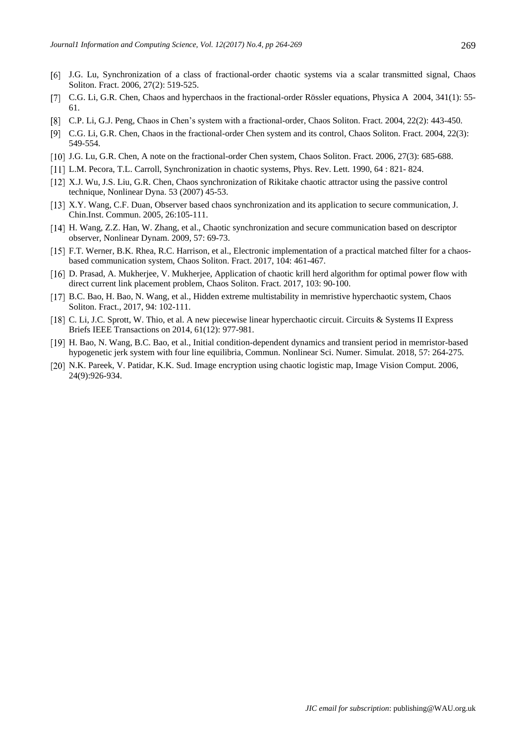[6] J.G. Lu, Synchronization of a class of fractional-order chaotic systems via a scalar transmitted signal, Chaos Soliton. Fract. 2006, 27(2): 519-525.

[7] C.G. Li, G.R. Chen, Chaos and hyperchaos in the fractional-order Rössler equations, Physica A 2004, 341(1): 55-61.

[8] C.P. Li, G.J. Peng, Chaos in Chen's system with a fractional-order, Chaos Soliton. Fract. 2004, 22(2): 443-450.

[9] C.G. Li, G.R. Chen, Chaos in the fractional-order Chen system and its control, Chaos Soliton. Fract. 2004, 22(3): 549-554.

[10] J.G. Lu, G.R. Chen, A note on the fractional-order Chen system, Chaos Soliton. Fract. 2006, 27(3): 685-688.

[11] L.M. Pecora, T.L. Carroll, Synchronization in chaotic systems, Phys. Rev. Lett. 1990, 64 : 821- 824.

[12] X.J. Wu, J.S. Liu, G.R. Chen, Chaos synchronization of Rikitake chaotic attractor using the passive control technique, Nonlinear Dyna. 53 (2007) 45-53.

[13] X.Y. Wang, C.F. Duan, Observer based chaos synchronization and its application to secure communication, J. Chin.Inst. Commun. 2005, 26:105-111.

[14] H. Wang, Z.Z. Han, W. Zhang, et al., Chaotic synchronization and secure communication based on descriptor observer, Nonlinear Dynam. 2009, 57: 69-73.

[15] F.T. Werner, B.K. Rhea, R.C. Harrison, et al., Electronic implementation of a practical matched filter for a chaos-based communication system, Chaos Soliton. Fract. 2017, 104: 461-467.

[16] D. Prasad, A. Mukherjee, V. Mukherjee, Application of chaotic krill herd algorithm for optimal power flow with direct current link placement problem, Chaos Soliton. Fract. 2017, 103: 90-100.

[17] B.C. Bao, H. Bao, N. Wang, et al., Hidden extreme multistability in memristive hyperchaotic system, Chaos Soliton. Fract., 2017, 94: 102-111.

[18] C. Li, J.C. Sprott, W. Thio, et al. A new piecewise linear hyperchaotic circuit. Circuits & Systems II Express Briefs IEEE Transactions on 2014, 61(12): 977-981.

[19] H. Bao, N. Wang, B.C. Bao, et al., Initial condition-dependent dynamics and transient period in memristor-based hypogenetic jerk system with four line equilibria, Commun. Nonlinear Sci. Numer. Simulat. 2018, 57: 264-275.

[20] N.K. Pareek, V. Patidar, K.K. Sud. Image encryption using chaotic logistic map, Image Vision Comput. 2006, 24(9):926-934.